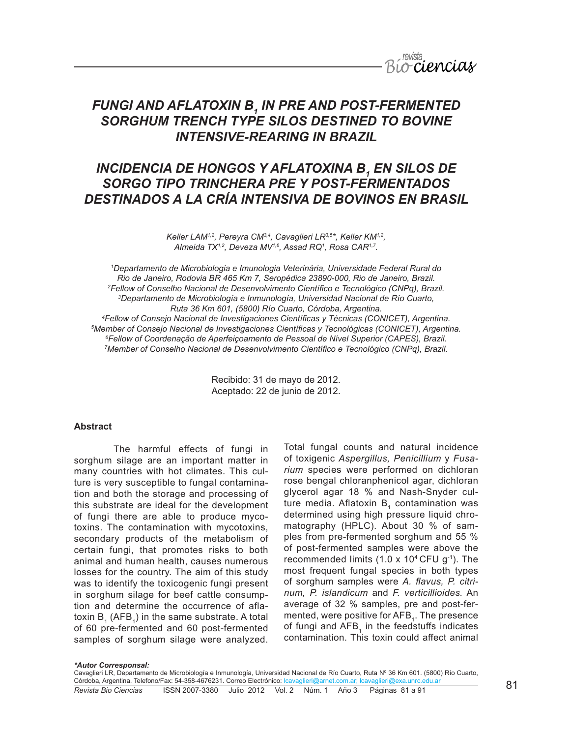# *FUNGI AND AFLATOXIN $B_1$ IN PRE AND POST-FERMENTED SORGHUM TRENCH TYPE SILOS DESTINED TO BOVINE INTENSIVE-REARING IN BRAZIL*

# *INCIDENCIA DE HONGOS Y AFLATOXINA $B_1$ EN SILOS DE SORGO TIPO TRINCHERA PRE Y POST-FERMENTADOS DESTINADOS A LA CRÍA INTENSIVA DE BOVINOS EN BRASIL*

*Keller LAM[1,2], Pereyra CM[3,4], Cavaglieri LR[3,5]\*, Keller KM[1,2], Almeida TX[1,2], Deveza MV[1,6], Assad RQ[1], Rosa CAR[1,7].*

*[1]Departamento de Microbiologia e Imunologia Veterinária, Universidade Federal Rural do Rio de Janeiro, Rodovia BR 465 Km 7, Seropédica 23890-000, Rio de Janeiro, Brazil.*
*[2]Fellow of Conselho Nacional de Desenvolvimento Científico e Tecnológico (CNPq), Brazil.*
*[3]Departamento de Microbiología e Inmunología, Universidad Nacional de Río Cuarto, Ruta 36 Km 601, (5800) Río Cuarto, Córdoba, Argentina.*
*[4]Fellow of Consejo Nacional de Investigaciones Científicas y Técnicas (CONICET), Argentina.*
*[5]Member of Consejo Nacional de Investigaciones Científicas y Tecnológicas (CONICET), Argentina.*
*[6]Fellow of Coordenação de Aperfeiçoamento de Pessoal de Nível Superior (CAPES), Brazil.*
*[7]Member of Conselho Nacional de Desenvolvimento Científico e Tecnológico (CNPq), Brazil.*

Recibido: 31 de mayo de 2012.
Aceptado: 22 de junio de 2012.

### Abstract

The harmful effects of fungi in sorghum silage are an important matter in many countries with hot climates. This culture is very susceptible to fungal contamination and both the storage and processing of this substrate are ideal for the development of fungi there are able to produce mycotoxins. The contamination with mycotoxins, secondary products of the metabolism of certain fungi, that promotes risks to both animal and human health, causes numerous losses for the country. The aim of this study was to identify the toxicogenic fungi present in sorghum silage for beef cattle consumption and determine the occurrence of aflatoxin $B_1$ ($AFB_1$) in the same substrate. A total of 60 pre-fermented and 60 post-fermented samples of sorghum silage were analyzed. Total fungal counts and natural incidence of toxigenic *Aspergillus, Penicillium* y *Fusarium* species were performed on dichloran rose bengal chloranphenicol agar, dichloran glycerol agar 18 % and Nash-Snyder culture media. Aflatoxin $B_1$ contamination was determined using high pressure liquid chromatography (HPLC). About 30 % of samples from pre-fermented sorghum and 55 % of post-fermented samples were above the recommended limits ($1.0 \times 10^4$ CFU $g^{-1}$). The most frequent fungal species in both types of sorghum samples were *A. flavus, P. citrinum, P. islandicum* and *F. verticillioides.* An average of 32 % samples, pre and post-fermented, were positive for $AFB_1$. The presence of fungi and $AFB_1$ in the feedstuffs indicates contamination. This toxin could affect animal

***Autor Corresponsal:***
Cavaglieri LR, Departamento de Microbiología e Inmunología, Universidad Nacional de Río Cuarto, Ruta Nº 36 Km 601. (5800) Río Cuarto, Córdoba, Argentina. Telefono/Fax: 54-358-4676231. Correo Electrónico: lcavaglieri@arnet.com.ar; lcavaglieri@exa.unrc.edu.ar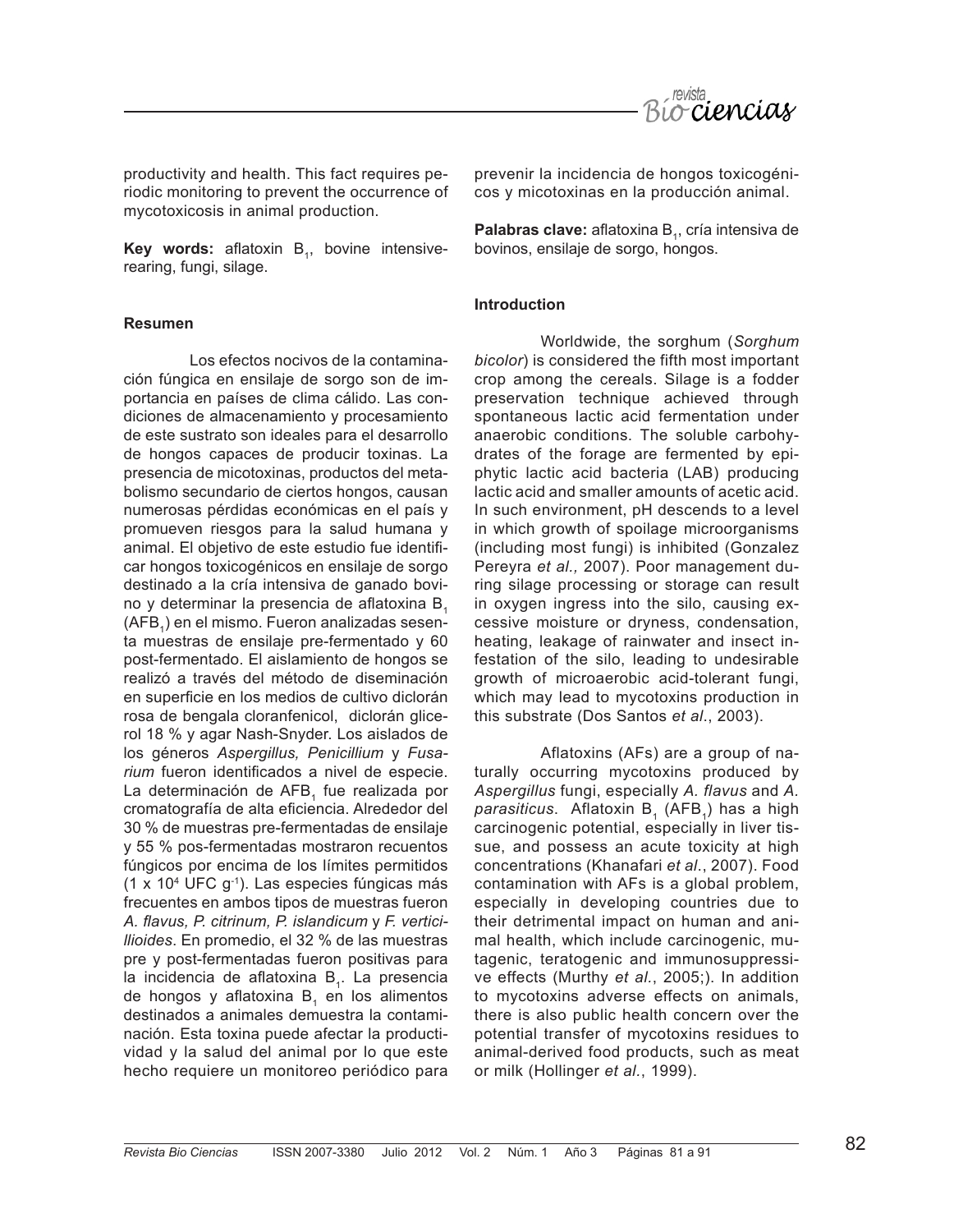productivity and health. This fact requires periodic monitoring to prevent the occurrence of mycotoxicosis in animal production.

**Key words:** aflatoxin $B_1$, bovine intensive-rearing, fungi, silage.

#### Resumen

Los efectos nocivos de la contaminación fúngica en ensilaje de sorgo son de importancia en países de clima cálido. Las condiciones de almacenamiento y procesamiento de este sustrato son ideales para el desarrollo de hongos capaces de producir toxinas. La presencia de micotoxinas, productos del metabolismo secundario de ciertos hongos, causan numerosas pérdidas económicas en el país y promueven riesgos para la salud humana y animal. El objetivo de este estudio fue identificar hongos toxicogénicos en ensilaje de sorgo destinado a la cría intensiva de ganado bovino y determinar la presencia de aflatoxina $B_1$ ($AFB_1$) en el mismo. Fueron analizadas sesenta muestras de ensilaje pre-fermentado y 60 post-fermentado. El aislamiento de hongos se realizó a través del método de diseminación en superficie en los medios de cultivo diclorán rosa de bengala cloranfenicol, diclorán glicerol 18 % y agar Nash-Snyder. Los aislados de los géneros *Aspergillus, Penicillium* y *Fusarium* fueron identificados a nivel de especie. La determinación de $AFB_1$ fue realizada por cromatografía de alta eficiencia. Alrededor del 30 % de muestras pre-fermentadas de ensilaje y 55 % pos-fermentadas mostraron recuentos fúngicos por encima de los límites permitidos ($1 \times 10^4$ UFC $g^{-1}$). Las especies fúngicas más frecuentes en ambos tipos de muestras fueron *A. flavus, P. citrinum, P. islandicum* y *F. verticillioides*. En promedio, el 32 % de las muestras pre y post-fermentadas fueron positivas para la incidencia de aflatoxina $B_1$. La presencia de hongos y aflatoxina $B_1$ en los alimentos destinados a animales demuestra la contaminación. Esta toxina puede afectar la productividad y la salud del animal por lo que este hecho requiere un monitoreo periódico para prevenir la incidencia de hongos toxicogénicos y micotoxinas en la producción animal.

**Palabras clave:** aflatoxina $B_1$, cría intensiva de bovinos, ensilaje de sorgo, hongos.

#### Introduction

Worldwide, the sorghum (*Sorghum bicolor*) is considered the fifth most important crop among the cereals. Silage is a fodder preservation technique achieved through spontaneous lactic acid fermentation under anaerobic conditions. The soluble carbohydrates of the forage are fermented by epiphytic lactic acid bacteria (LAB) producing lactic acid and smaller amounts of acetic acid. In such environment, pH descends to a level in which growth of spoilage microorganisms (including most fungi) is inhibited (Gonzalez Pereyra *et al.,* 2007). Poor management during silage processing or storage can result in oxygen ingress into the silo, causing excessive moisture or dryness, condensation, heating, leakage of rainwater and insect infestation of the silo, leading to undesirable growth of microaerobic acid-tolerant fungi, which may lead to mycotoxins production in this substrate (Dos Santos *et al*., 2003).

Aflatoxins (AFs) are a group of naturally occurring mycotoxins produced by *Aspergillus* fungi, especially *A. flavus* and *A. parasiticus*. Aflatoxin $B_1$ ($AFB_1$) has a high carcinogenic potential, especially in liver tissue, and possess an acute toxicity at high concentrations (Khanafari *et al*., 2007). Food contamination with AFs is a global problem, especially in developing countries due to their detrimental impact on human and animal health, which include carcinogenic, mutagenic, teratogenic and immunosuppressive effects (Murthy *et al.*, 2005;). In addition to mycotoxins adverse effects on animals, there is also public health concern over the potential transfer of mycotoxins residues to animal-derived food products, such as meat or milk (Hollinger *et al.*, 1999).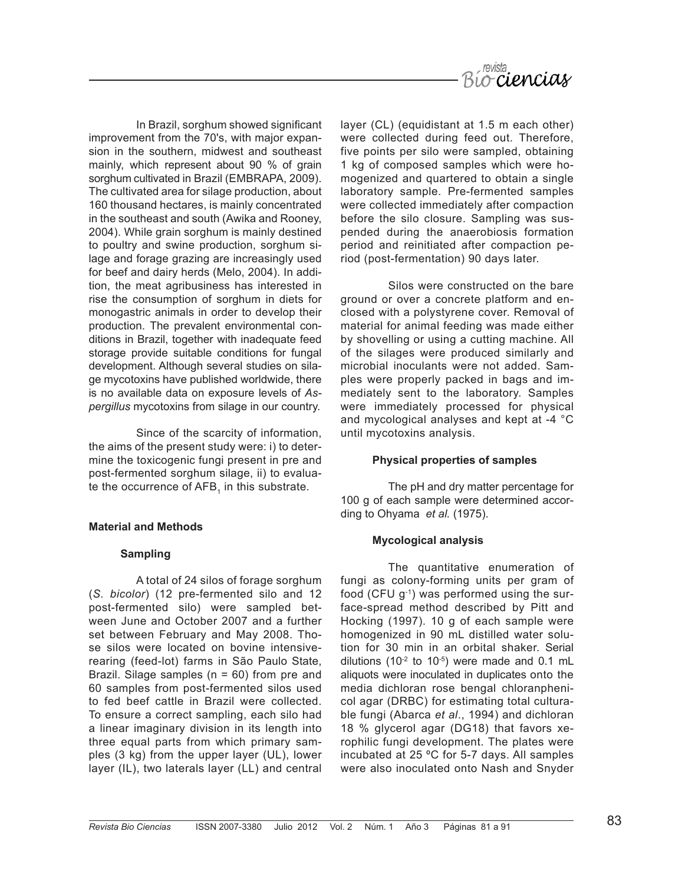In Brazil, sorghum showed significant improvement from the 70's, with major expansion in the southern, midwest and southeast mainly, which represent about 90 % of grain sorghum cultivated in Brazil (EMBRAPA, 2009). The cultivated area for silage production, about 160 thousand hectares, is mainly concentrated in the southeast and south (Awika and Rooney, 2004). While grain sorghum is mainly destined to poultry and swine production, sorghum silage and forage grazing are increasingly used for beef and dairy herds (Melo, 2004). In addition, the meat agribusiness has interested in rise the consumption of sorghum in diets for monogastric animals in order to develop their production. The prevalent environmental conditions in Brazil, together with inadequate feed storage provide suitable conditions for fungal development. Although several studies on silage mycotoxins have published worldwide, there is no available data on exposure levels of *Aspergillus* mycotoxins from silage in our country.

Since of the scarcity of information, the aims of the present study were: i) to determine the toxicogenic fungi present in pre and post-fermented sorghum silage, ii) to evaluate the occurrence of $AFB_1$ in this substrate.

## Material and Methods

### Sampling

A total of 24 silos of forage sorghum (*S. bicolor*) (12 pre-fermented silo and 12 post-fermented silo) were sampled between June and October 2007 and a further set between February and May 2008. Those silos were located on bovine intensive-rearing (feed-lot) farms in São Paulo State, Brazil. Silage samples (n = 60) from pre and 60 samples from post-fermented silos used to fed beef cattle in Brazil were collected. To ensure a correct sampling, each silo had a linear imaginary division in its length into three equal parts from which primary samples (3 kg) from the upper layer (UL), lower layer (IL), two laterals layer (LL) and central layer (CL) (equidistant at 1.5 m each other) were collected during feed out. Therefore, five points per silo were sampled, obtaining 1 kg of composed samples which were homogenized and quartered to obtain a single laboratory sample. Pre-fermented samples were collected immediately after compaction before the silo closure. Sampling was suspended during the anaerobiosis formation period and reinitiated after compaction period (post-fermentation) 90 days later.

Silos were constructed on the bare ground or over a concrete platform and enclosed with a polystyrene cover. Removal of material for animal feeding was made either by shovelling or using a cutting machine. All of the silages were produced similarly and microbial inoculants were not added. Samples were properly packed in bags and immediately sent to the laboratory. Samples were immediately processed for physical and mycological analyses and kept at -4 °C until mycotoxins analysis.

### Physical properties of samples

The pH and dry matter percentage for 100 g of each sample were determined according to Ohyama *et al.* (1975).

### Mycological analysis

The quantitative enumeration of fungi as colony-forming units per gram of food (CFU $g^{-1}$) was performed using the surface-spread method described by Pitt and Hocking (1997). 10 g of each sample were homogenized in 90 mL distilled water solution for 30 min in an orbital shaker. Serial dilutions ($10^{-2}$ to $10^{-5}$) were made and 0.1 mL aliquots were inoculated in duplicates onto the media dichloran rose bengal chloranphenicol agar (DRBC) for estimating total culturable fungi (Abarca *et al*., 1994) and dichloran 18 % glycerol agar (DG18) that favors xerophilic fungi development. The plates were incubated at 25 ºC for 5-7 days. All samples were also inoculated onto Nash and Snyder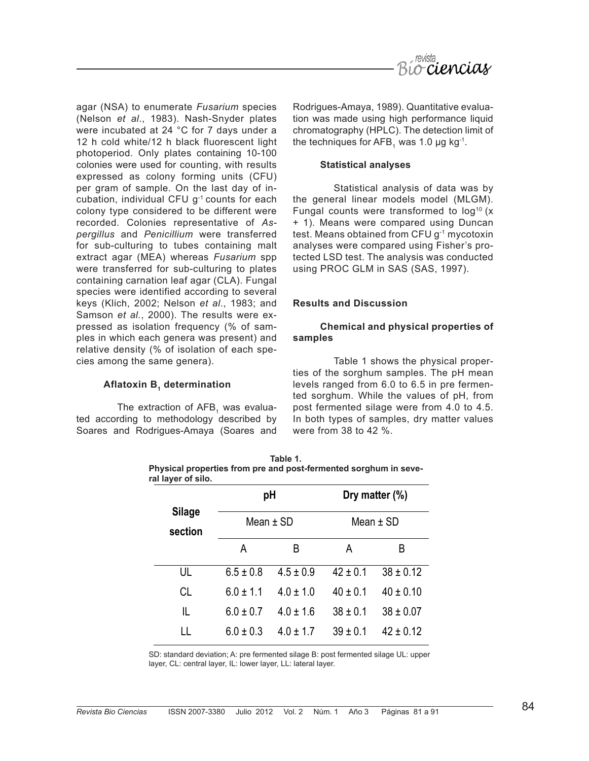agar (NSA) to enumerate *Fusarium* species (Nelson *et al*., 1983). Nash-Snyder plates were incubated at 24 °C for 7 days under a 12 h cold white/12 h black fluorescent light photoperiod. Only plates containing 10-100 colonies were used for counting, with results expressed as colony forming units (CFU) per gram of sample. On the last day of incubation, individual CFU $g^{-1}$ counts for each colony type considered to be different were recorded. Colonies representative of *Aspergillus* and *Penicillium* were transferred for sub-culturing to tubes containing malt extract agar (MEA) whereas *Fusarium* spp were transferred for sub-culturing to plates containing carnation leaf agar (CLA). Fungal species were identified according to several keys (Klich, 2002; Nelson *et al*., 1983; and Samson *et al*., 2000). The results were expressed as isolation frequency (% of samples in which each genera was present) and relative density (% of isolation of each species among the same genera).

### Aflatoxin $B_1$ determination

The extraction of $AFB_1$ was evaluated according to methodology described by Soares and Rodrigues-Amaya (Soares and Rodrigues-Amaya, 1989). Quantitative evaluation was made using high performance liquid chromatography (HPLC). The detection limit of the techniques for $AFB_1$ was 1.0 µg $kg^{-1}$.

### Statistical analyses

Statistical analysis of data was by the general linear models model (MLGM). Fungal counts were transformed to $\log^{10}(x + 1)$. Means were compared using Duncan test. Means obtained from CFU $g^{-1}$ mycotoxin analyses were compared using Fisher's protected LSD test. The analysis was conducted using PROC GLM in SAS (SAS, 1997).

## Results and Discussion

### Chemical and physical properties of samples

Table 1 shows the physical properties of the sorghum samples. The pH mean levels ranged from 6.0 to 6.5 in pre fermented sorghum. While the values of pH, from post fermented silage were from 4.0 to 4.5. In both types of samples, dry matter values were from 38 to 42 %.

**Table 1.**
**Physical properties from pre and post-fermented sorghum in several layer of silo.**

| Silage section | pH | | Dry matter (%) | |
|---|---|---|---|---|
| | Mean ± SD | | Mean ± SD | |
| | A | B | A | B |
| UL | 6.5 ± 0.8 | 4.5 ± 0.9 | 42 ± 0.1 | 38 ± 0.12 |
| CL | 6.0 ± 1.1 | 4.0 ± 1.0 | 40 ± 0.1 | 40 ± 0.10 |
| IL | 6.0 ± 0.7 | 4.0 ± 1.6 | 38 ± 0.1 | 38 ± 0.07 |
| LL | 6.0 ± 0.3 | 4.0 ± 1.7 | 39 ± 0.1 | 42 ± 0.12 |

SD: standard deviation; A: pre fermented silage B: post fermented silage UL: upper layer, CL: central layer, IL: lower layer, LL: lateral layer.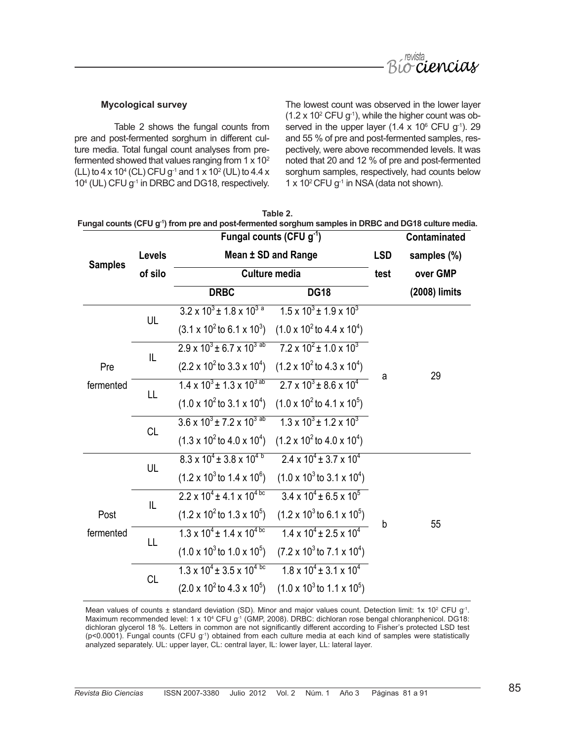### Mycological survey

Table 2 shows the fungal counts from pre and post-fermented sorghum in different culture media. Total fungal count analyses from pre-fermented showed that values ranging from $1 \times 10^2$ (LL) to $4 \times 10^4$ (CL) CFU $g^{-1}$ and $1 \times 10^2$ (UL) to $4.4 \times 10^4$ (UL) CFU $g^{-1}$ in DRBC and DG18, respectively. The lowest count was observed in the lower layer ($1.2 \times 10^2$ CFU $g^{-1}$), while the higher count was observed in the upper layer ($1.4 \times 10^6$ CFU $g^{-1}$). 29 and 55 % of pre and post-fermented samples, respectively, were above recommended levels. It was noted that 20 and 12 % of pre and post-fermented sorghum samples, respectively, had counts below $1 \times 10^2$ CFU $g^{-1}$ in NSA (data not shown).

**Table 2.**
**Fungal counts (CFU $g^{-1}$) from pre and post-fermented sorghum samples in DRBC and DG18 culture media.**

| Samples | Levels of silo | Fungal counts (CFU $g^{-1}$) Mean ± SD and Range — Culture media: DRBC | DG18 | LSD test | Contaminated samples (%) over GMP (2008) limits |
|---|---|---|---|---|---|
| Pre fermented | UL | $3.2 \times 10^3 \pm 1.8 \times 10^3$ a ($3.1 \times 10^2$ to $6.1 \times 10^3$) | $1.5 \times 10^3 \pm 1.9 \times 10^3$ ($1.0 \times 10^2$ to $4.4 \times 10^4$) | a | 29 |
| | IL | $2.9 \times 10^3 \pm 6.7 \times 10^3$ ab ($2.2 \times 10^2$ to $3.3 \times 10^4$) | $7.2 \times 10^2 \pm 1.0 \times 10^3$ ($1.2 \times 10^2$ to $4.3 \times 10^4$) | | |
| | LL | $1.4 \times 10^3 \pm 1.3 \times 10^3$ ab ($1.0 \times 10^2$ to $3.1 \times 10^4$) | $2.7 \times 10^3 \pm 8.6 \times 10^4$ ($1.0 \times 10^2$ to $4.1 \times 10^5$) | | |
| | CL | $3.6 \times 10^3 \pm 7.2 \times 10^3$ ab ($1.3 \times 10^2$ to $4.0 \times 10^4$) | $1.3 \times 10^3 \pm 1.2 \times 10^3$ ($1.2 \times 10^2$ to $4.0 \times 10^4$) | | |
| Post fermented | UL | $8.3 \times 10^4 \pm 3.8 \times 10^4$ b ($1.2 \times 10^3$ to $1.4 \times 10^6$) | $2.4 \times 10^4 \pm 3.7 \times 10^4$ ($1.0 \times 10^3$ to $3.1 \times 10^4$) | b | 55 |
| | IL | $2.2 \times 10^4 \pm 4.1 \times 10^4$ bc ($1.2 \times 10^2$ to $1.3 \times 10^5$) | $3.4 \times 10^4 \pm 6.5 \times 10^5$ ($1.2 \times 10^3$ to $6.1 \times 10^5$) | | |
| | LL | $1.3 \times 10^4 \pm 1.4 \times 10^4$ bc ($1.0 \times 10^3$ to $1.0 \times 10^5$) | $1.4 \times 10^4 \pm 2.5 \times 10^4$ ($7.2 \times 10^3$ to $7.1 \times 10^4$) | | |
| | CL | $1.3 \times 10^4 \pm 3.5 \times 10^4$ bc ($2.0 \times 10^2$ to $4.3 \times 10^5$) | $1.8 \times 10^4 \pm 3.1 \times 10^4$ ($1.0 \times 10^3$ to $1.1 \times 10^5$) | | |

Mean values of counts ± standard deviation (SD). Minor and major values count. Detection limit: $1 \times 10^2$ CFU $g^{-1}$. Maximum recommended level: $1 \times 10^4$ CFU $g^{-1}$ (GMP, 2008). DRBC: dichloran rose bengal chloranphenicol. DG18: dichloran glycerol 18 %. Letters in common are not significantly different according to Fisher's protected LSD test ($p<0.0001$). Fungal counts (CFU $g^{-1}$) obtained from each culture media at each kind of samples were statistically analyzed separately. UL: upper layer, CL: central layer, IL: lower layer, LL: lateral layer.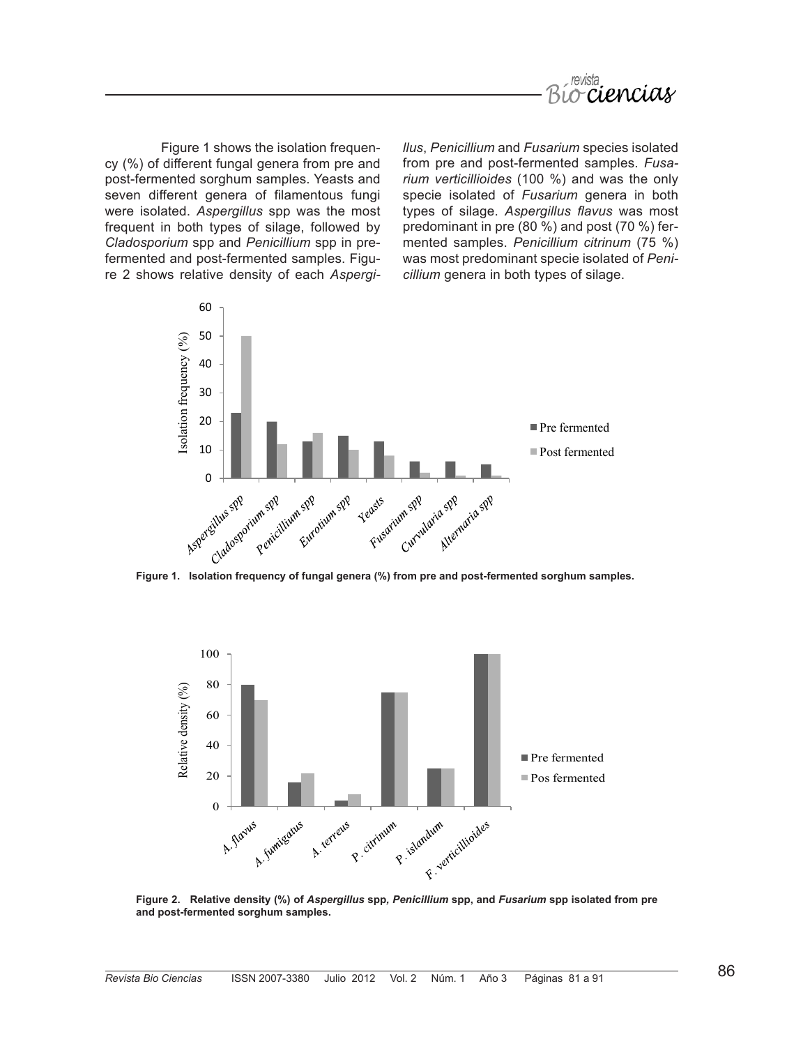Figure 1 shows the isolation frequency (%) of different fungal genera from pre and post-fermented sorghum samples. Yeasts and seven different genera of filamentous fungi were isolated. *Aspergillus* spp was the most frequent in both types of silage, followed by *Cladosporium* spp and *Penicillium* spp in pre-fermented and post-fermented samples. Figure 2 shows relative density of each *Aspergillus*, *Penicillium* and *Fusarium* species isolated from pre and post-fermented samples. *Fusarium verticillioides* (100 %) and was the only specie isolated of *Fusarium* genera in both types of silage. *Aspergillus flavus* was most predominant in pre (80 %) and post (70 %) fermented samples. *Penicillium citrinum* (75 %) was most predominant specie isolated of *Penicillium* genera in both types of silage.

**Figure 1. Isolation frequency of fungal genera (%) from pre and post-fermented sorghum samples.**

**Figure 2. Relative density (%) of *Aspergillus* spp, *Penicillium* spp, and *Fusarium* spp isolated from pre and post-fermented sorghum samples.**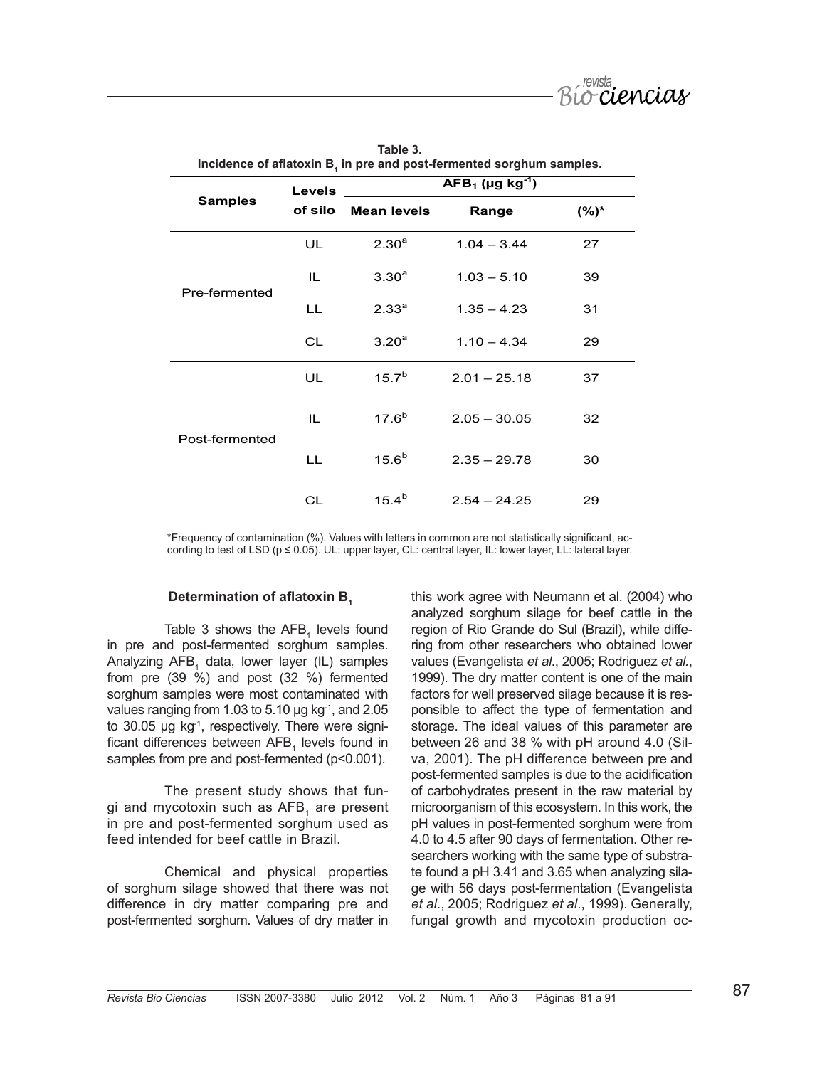**Table 3.**
**Incidence of aflatoxin $B_1$ in pre and post-fermented sorghum samples.**

| Samples | Levels of silo | $AFB_1$ ($\mu g\ kg^{-1}$) | | |
|---|---|---|---|---|
| | | Mean levels | Range | (%)* |
| Pre-fermented | UL | $2.30^a$ | 1.04 – 3.44 | 27 |
| | IL | $3.30^a$ | 1.03 – 5.10 | 39 |
| | LL | $2.33^a$ | 1.35 – 4.23 | 31 |
| | CL | $3.20^a$ | 1.10 – 4.34 | 29 |
| Post-fermented | UL | $15.7^b$ | 2.01 – 25.18 | 37 |
| | IL | $17.6^b$ | 2.05 – 30.05 | 32 |
| | LL | $15.6^b$ | 2.35 – 29.78 | 30 |
| | CL | $15.4^b$ | 2.54 – 24.25 | 29 |

*Frequency of contamination (%). Values with letters in common are not statistically significant, according to test of LSD ($p \leq 0.05$). UL: upper layer, CL: central layer, IL: lower layer, LL: lateral layer.

### Determination of aflatoxin $B_1$

Table 3 shows the $AFB_1$ levels found in pre and post-fermented sorghum samples. Analyzing $AFB_1$ data, lower layer (IL) samples from pre (39 %) and post (32 %) fermented sorghum samples were most contaminated with values ranging from 1.03 to 5.10 $\mu g\ kg^{-1}$, and 2.05 to 30.05 $\mu g\ kg^{-1}$, respectively. There were significant differences between $AFB_1$ levels found in samples from pre and post-fermented ($p<0.001$).

The present study shows that fungi and mycotoxin such as $AFB_1$ are present in pre and post-fermented sorghum used as feed intended for beef cattle in Brazil.

Chemical and physical properties of sorghum silage showed that there was not difference in dry matter comparing pre and post-fermented sorghum. Values of dry matter in this work agree with Neumann et al. (2004) who analyzed sorghum silage for beef cattle in the region of Rio Grande do Sul (Brazil), while differing from other researchers who obtained lower values (Evangelista *et al*., 2005; Rodriguez *et al*., 1999). The dry matter content is one of the main factors for well preserved silage because it is responsible to affect the type of fermentation and storage. The ideal values of this parameter are between 26 and 38 % with pH around 4.0 (Silva, 2001). The pH difference between pre and post-fermented samples is due to the acidification of carbohydrates present in the raw material by microorganism of this ecosystem. In this work, the pH values in post-fermented sorghum were from 4.0 to 4.5 after 90 days of fermentation. Other researchers working with the same type of substrate found a pH 3.41 and 3.65 when analyzing silage with 56 days post-fermentation (Evangelista *et al*., 2005; Rodriguez *et al*., 1999). Generally, fungal growth and mycotoxin production oc-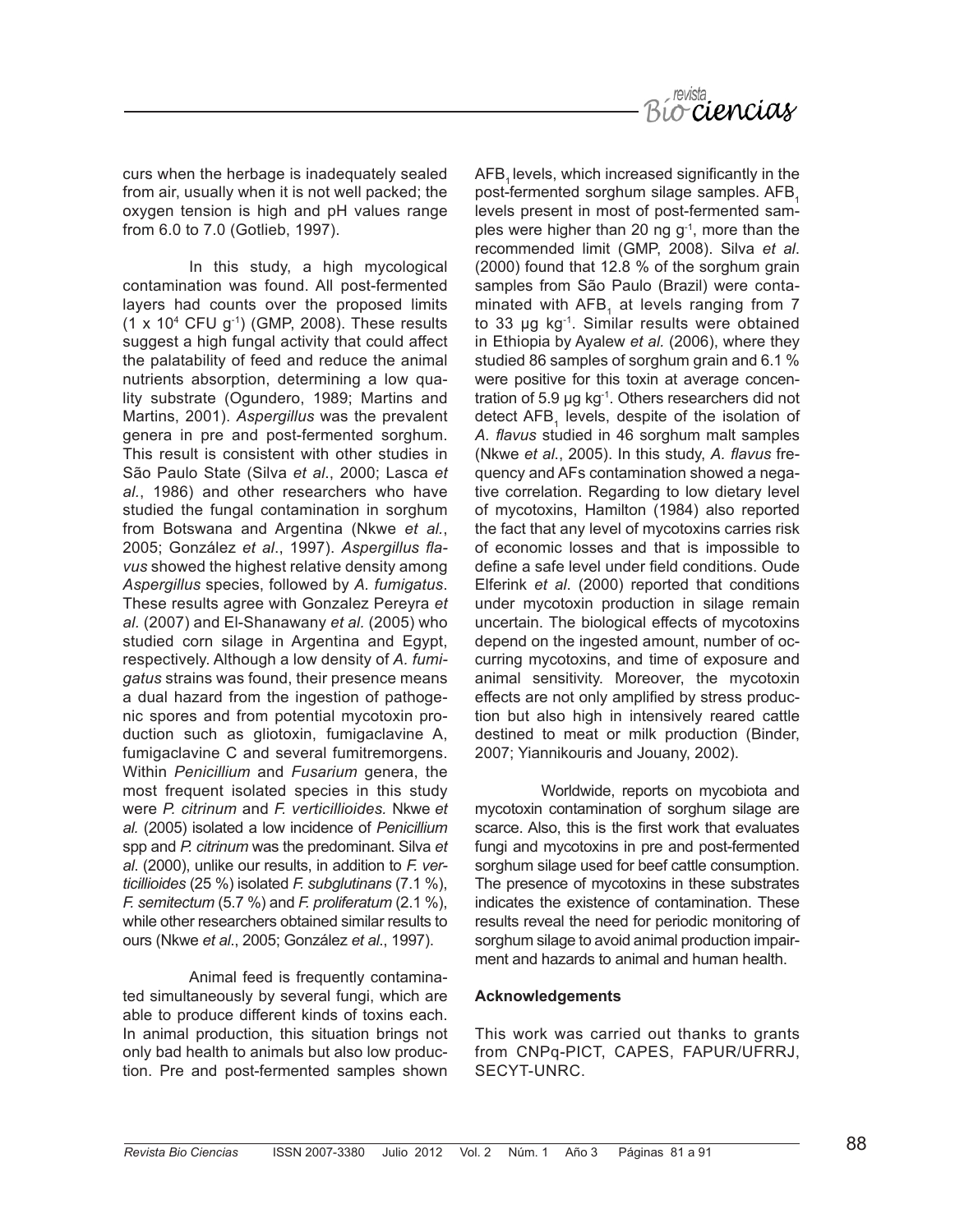curs when the herbage is inadequately sealed from air, usually when it is not well packed; the oxygen tension is high and pH values range from 6.0 to 7.0 (Gotlieb, 1997).

In this study, a high mycological contamination was found. All post-fermented layers had counts over the proposed limits ($1 \times 10^4$ CFU $g^{-1}$) (GMP, 2008). These results suggest a high fungal activity that could affect the palatability of feed and reduce the animal nutrients absorption, determining a low quality substrate (Ogundero, 1989; Martins and Martins, 2001). *Aspergillus* was the prevalent genera in pre and post-fermented sorghum. This result is consistent with other studies in São Paulo State (Silva *et al*., 2000; Lasca *et al*., 1986) and other researchers who have studied the fungal contamination in sorghum from Botswana and Argentina (Nkwe *et al*., 2005; González *et al*., 1997). *Aspergillus flavus* showed the highest relative density among *Aspergillus* species, followed by *A. fumigatus*. These results agree with Gonzalez Pereyra *et al.* (2007) and El-Shanawany *et al.* (2005) who studied corn silage in Argentina and Egypt, respectively. Although a low density of *A. fumigatus* strains was found, their presence means a dual hazard from the ingestion of pathogenic spores and from potential mycotoxin production such as gliotoxin, fumigaclavine A, fumigaclavine C and several fumitremorgens. Within *Penicillium* and *Fusarium* genera, the most frequent isolated species in this study were *P. citrinum* and *F. verticillioides.* Nkwe *et al.* (2005) isolated a low incidence of *Penicillium* spp and *P. citrinum* was the predominant. Silva *et al*. (2000), unlike our results, in addition to *F. verticillioides* (25 %) isolated *F. subglutinans* (7.1 %), *F. semitectum* (5.7 %) and *F. proliferatum* (2.1 %), while other researchers obtained similar results to ours (Nkwe *et al*., 2005; González *et al*., 1997).

Animal feed is frequently contaminated simultaneously by several fungi, which are able to produce different kinds of toxins each. In animal production, this situation brings not only bad health to animals but also low production. Pre and post-fermented samples shown $AFB_1$ levels, which increased significantly in the post-fermented sorghum silage samples. $AFB_1$ levels present in most of post-fermented samples were higher than 20 ng $g^{-1}$, more than the recommended limit (GMP, 2008). Silva *et al*. (2000) found that 12.8 % of the sorghum grain samples from São Paulo (Brazil) were contaminated with $AFB_1$ at levels ranging from 7 to 33 µg $kg^{-1}$. Similar results were obtained in Ethiopia by Ayalew *et al.* (2006), where they studied 86 samples of sorghum grain and 6.1 % were positive for this toxin at average concentration of 5.9 µg $kg^{-1}$. Others researchers did not detect $AFB_1$ levels, despite of the isolation of *A. flavus* studied in 46 sorghum malt samples (Nkwe *et al*., 2005). In this study, *A. flavus* frequency and AFs contamination showed a negative correlation. Regarding to low dietary level of mycotoxins, Hamilton (1984) also reported the fact that any level of mycotoxins carries risk of economic losses and that is impossible to define a safe level under field conditions. Oude Elferink *et al*. (2000) reported that conditions under mycotoxin production in silage remain uncertain. The biological effects of mycotoxins depend on the ingested amount, number of occurring mycotoxins, and time of exposure and animal sensitivity. Moreover, the mycotoxin effects are not only amplified by stress production but also high in intensively reared cattle destined to meat or milk production (Binder, 2007; Yiannikouris and Jouany, 2002).

Worldwide, reports on mycobiota and mycotoxin contamination of sorghum silage are scarce. Also, this is the first work that evaluates fungi and mycotoxins in pre and post-fermented sorghum silage used for beef cattle consumption. The presence of mycotoxins in these substrates indicates the existence of contamination. These results reveal the need for periodic monitoring of sorghum silage to avoid animal production impairment and hazards to animal and human health.

**Acknowledgements**

This work was carried out thanks to grants from CNPq-PICT, CAPES, FAPUR/UFRRJ, SECYT-UNRC.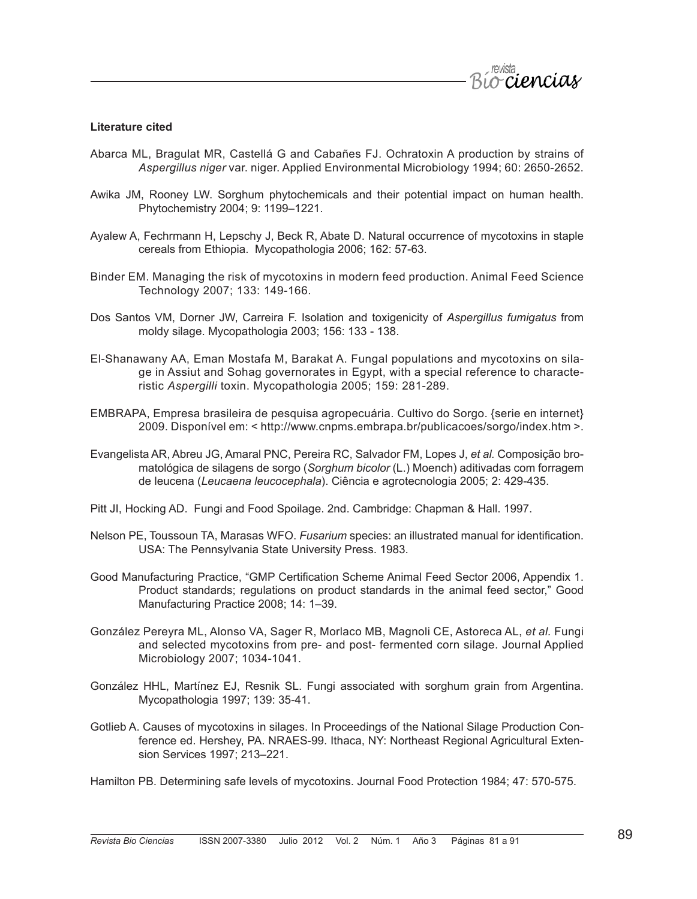**Literature cited**

Abarca ML, Bragulat MR, Castellá G and Cabañes FJ. Ochratoxin A production by strains of *Aspergillus niger* var. niger. Applied Environmental Microbiology 1994; 60: 2650-2652.

Awika JM, Rooney LW. Sorghum phytochemicals and their potential impact on human health. Phytochemistry 2004; 9: 1199–1221.

Ayalew A, Fechrmann H, Lepschy J, Beck R, Abate D. Natural occurrence of mycotoxins in staple cereals from Ethiopia. Mycopathologia 2006; 162: 57-63.

Binder EM. Managing the risk of mycotoxins in modern feed production. Animal Feed Science Technology 2007; 133: 149-166.

Dos Santos VM, Dorner JW, Carreira F. Isolation and toxigenicity of *Aspergillus fumigatus* from moldy silage. Mycopathologia 2003; 156: 133 - 138.

El-Shanawany AA, Eman Mostafa M, Barakat A. Fungal populations and mycotoxins on silage in Assiut and Sohag governorates in Egypt, with a special reference to characteristic *Aspergilli* toxin. Mycopathologia 2005; 159: 281-289.

EMBRAPA, Empresa brasileira de pesquisa agropecuária. Cultivo do Sorgo. {serie en internet} 2009. Disponível em: < http://www.cnpms.embrapa.br/publicacoes/sorgo/index.htm >.

Evangelista AR, Abreu JG, Amaral PNC, Pereira RC, Salvador FM, Lopes J, *et al.* Composição bromatológica de silagens de sorgo (*Sorghum bicolor* (L.) Moench) aditivadas com forragem de leucena (*Leucaena leucocephala*). Ciência e agrotecnologia 2005; 2: 429-435.

Pitt JI, Hocking AD. Fungi and Food Spoilage. 2nd. Cambridge: Chapman & Hall. 1997.

Nelson PE, Toussoun TA, Marasas WFO. *Fusarium* species: an illustrated manual for identification. USA: The Pennsylvania State University Press. 1983.

Good Manufacturing Practice, "GMP Certification Scheme Animal Feed Sector 2006, Appendix 1. Product standards; regulations on product standards in the animal feed sector," Good Manufacturing Practice 2008; 14: 1–39.

González Pereyra ML, Alonso VA, Sager R, Morlaco MB, Magnoli CE, Astoreca AL, *et al.* Fungi and selected mycotoxins from pre- and post- fermented corn silage. Journal Applied Microbiology 2007; 1034-1041.

González HHL, Martínez EJ, Resnik SL. Fungi associated with sorghum grain from Argentina. Mycopathologia 1997; 139: 35-41.

Gotlieb A. Causes of mycotoxins in silages. In Proceedings of the National Silage Production Conference ed. Hershey, PA. NRAES-99. Ithaca, NY: Northeast Regional Agricultural Extension Services 1997; 213–221.

Hamilton PB. Determining safe levels of mycotoxins. Journal Food Protection 1984; 47: 570-575.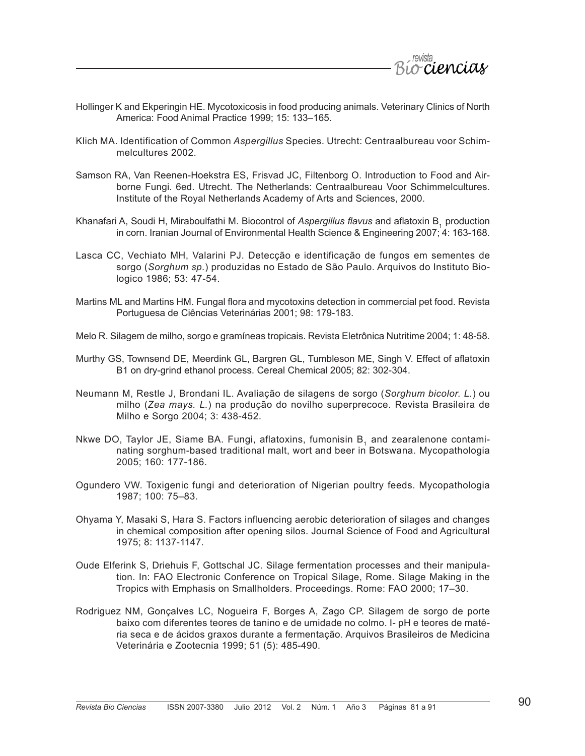Hollinger K and Ekperingin HE. Mycotoxicosis in food producing animals. Veterinary Clinics of North America: Food Animal Practice 1999; 15: 133–165.

Klich MA. Identification of Common *Aspergillus* Species. Utrecht: Centraalbureau voor Schimmelcultures 2002.

Samson RA, Van Reenen-Hoekstra ES, Frisvad JC, Filtenborg O. Introduction to Food and Airborne Fungi. 6ed. Utrecht. The Netherlands: Centraalbureau Voor Schimmelcultures. Institute of the Royal Netherlands Academy of Arts and Sciences, 2000.

Khanafari A, Soudi H, Miraboulfathi M. Biocontrol of *Aspergillus flavus* and aflatoxin $B_1$ production in corn. Iranian Journal of Environmental Health Science & Engineering 2007; 4: 163-168.

Lasca CC, Vechiato MH, Valarini PJ. Detecção e identificação de fungos em sementes de sorgo (*Sorghum sp.*) produzidas no Estado de São Paulo. Arquivos do Instituto Biologico 1986; 53: 47-54.

Martins ML and Martins HM. Fungal flora and mycotoxins detection in commercial pet food. Revista Portuguesa de Ciências Veterinárias 2001; 98: 179-183.

Melo R. Silagem de milho, sorgo e gramíneas tropicais. Revista Eletrônica Nutritime 2004; 1: 48-58.

Murthy GS, Townsend DE, Meerdink GL, Bargren GL, Tumbleson ME, Singh V. Effect of aflatoxin B1 on dry-grind ethanol process. Cereal Chemical 2005; 82: 302-304.

Neumann M, Restle J, Brondani IL. Avaliação de silagens de sorgo (*Sorghum bicolor. L.*) ou milho (*Zea mays. L.*) na produção do novilho superprecoce. Revista Brasileira de Milho e Sorgo 2004; 3: 438-452.

Nkwe DO, Taylor JE, Siame BA. Fungi, aflatoxins, fumonisin $B_1$ and zearalenone contaminating sorghum-based traditional malt, wort and beer in Botswana. Mycopathologia 2005; 160: 177-186.

Ogundero VW. Toxigenic fungi and deterioration of Nigerian poultry feeds. Mycopathologia 1987; 100: 75–83.

Ohyama Y, Masaki S, Hara S. Factors influencing aerobic deterioration of silages and changes in chemical composition after opening silos. Journal Science of Food and Agricultural 1975; 8: 1137-1147.

Oude Elferink S, Driehuis F, Gottschal JC. Silage fermentation processes and their manipulation. In: FAO Electronic Conference on Tropical Silage, Rome. Silage Making in the Tropics with Emphasis on Smallholders. Proceedings. Rome: FAO 2000; 17–30.

Rodriguez NM, Gonçalves LC, Nogueira F, Borges A, Zago CP. Silagem de sorgo de porte baixo com diferentes teores de tanino e de umidade no colmo. I- pH e teores de matéria seca e de ácidos graxos durante a fermentação. Arquivos Brasileiros de Medicina Veterinária e Zootecnia 1999; 51 (5): 485-490.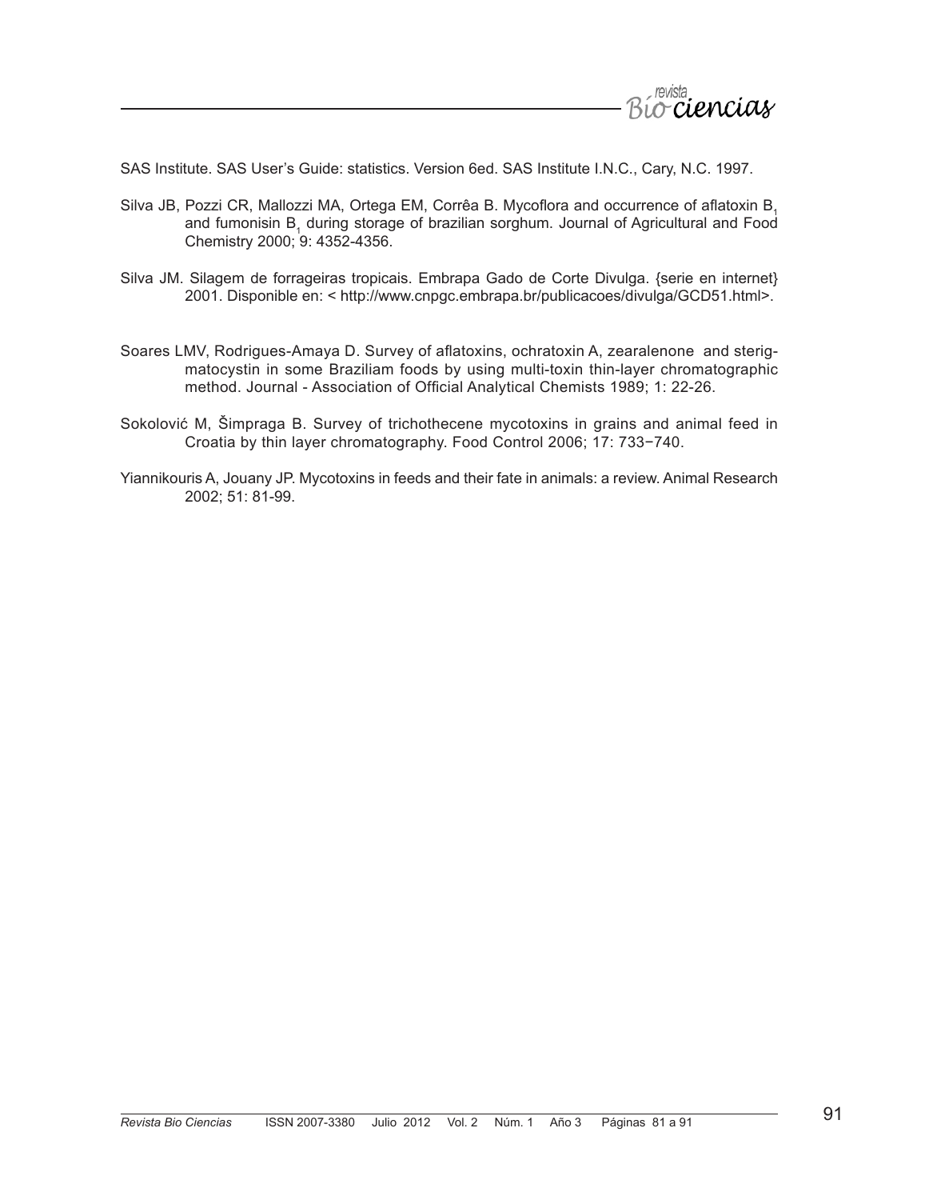SAS Institute. SAS User's Guide: statistics. Version 6ed. SAS Institute I.N.C., Cary, N.C. 1997.

Silva JB, Pozzi CR, Mallozzi MA, Ortega EM, Corrêa B. Mycoflora and occurrence of aflatoxin $B_1$ and fumonisin $B_1$ during storage of brazilian sorghum. Journal of Agricultural and Food Chemistry 2000; 9: 4352-4356.

Silva JM. Silagem de forrageiras tropicais. Embrapa Gado de Corte Divulga. {serie en internet} 2001. Disponible en: < http://www.cnpgc.embrapa.br/publicacoes/divulga/GCD51.html>.

Soares LMV, Rodrigues-Amaya D. Survey of aflatoxins, ochratoxin A, zearalenone and sterigmatocystin in some Braziliam foods by using multi-toxin thin-layer chromatographic method. Journal - Association of Official Analytical Chemists 1989; 1: 22-26.

Sokolović M, Šimpraga B. Survey of trichothecene mycotoxins in grains and animal feed in Croatia by thin layer chromatography. Food Control 2006; 17: 733−740.

Yiannikouris A, Jouany JP. Mycotoxins in feeds and their fate in animals: a review. Animal Research 2002; 51: 81-99.